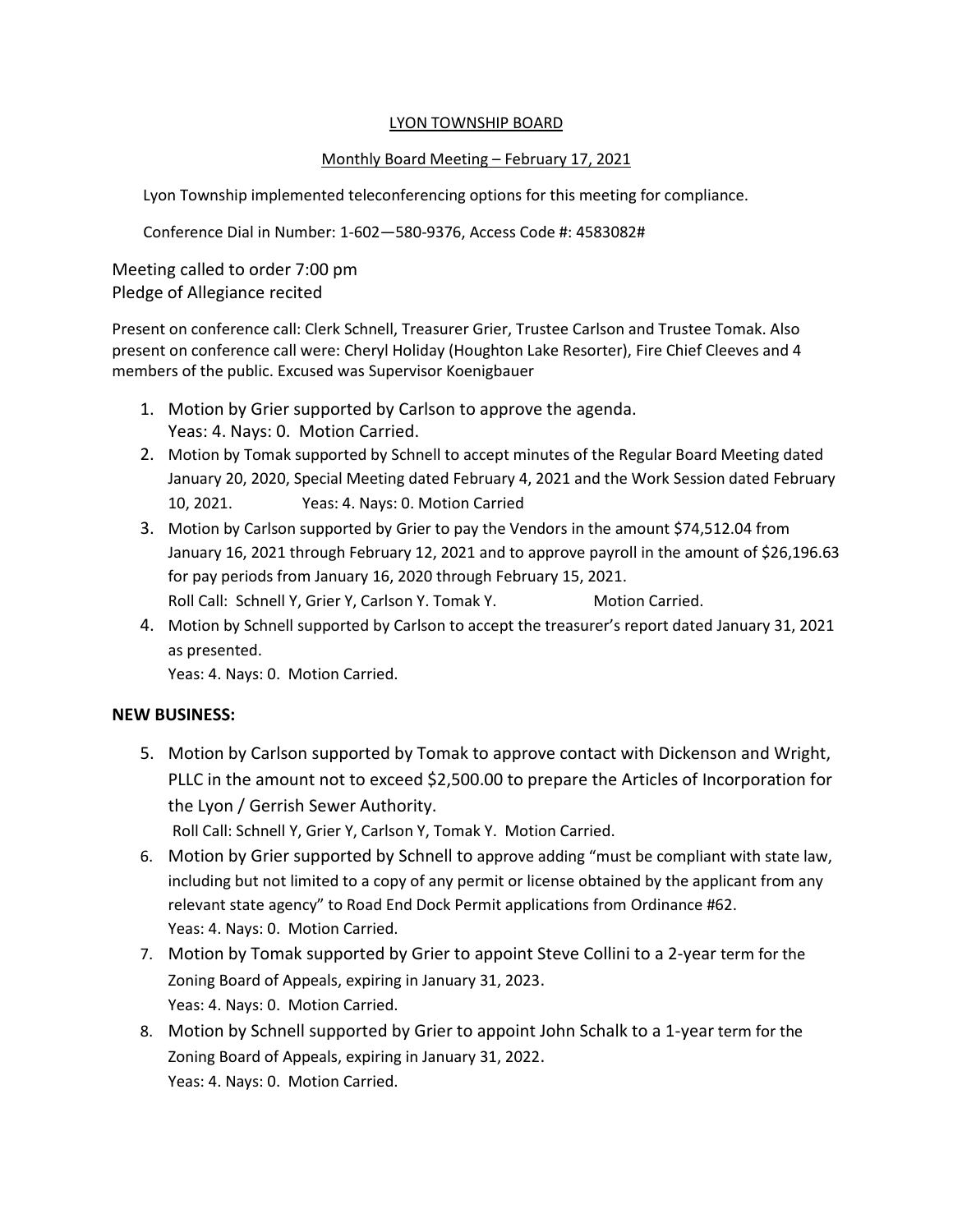# LYON TOWNSHIP BOARD

## Monthly Board Meeting – February 17, 2021

Lyon Township implemented teleconferencing options for this meeting for compliance.

Conference Dial in Number: 1-602—580-9376, Access Code #: 4583082#

Meeting called to order 7:00 pm
Pledge of Allegiance recited

Present on conference call: Clerk Schnell, Treasurer Grier, Trustee Carlson and Trustee Tomak. Also present on conference call were: Cheryl Holiday (Houghton Lake Resorter), Fire Chief Cleeves and 4 members of the public. Excused was Supervisor Koenigbauer

1. Motion by Grier supported by Carlson to approve the agenda.
   Yeas: 4. Nays: 0. Motion Carried.
2. Motion by Tomak supported by Schnell to accept minutes of the Regular Board Meeting dated January 20, 2020, Special Meeting dated February 4, 2021 and the Work Session dated February 10, 2021. Yeas: 4. Nays: 0. Motion Carried
3. Motion by Carlson supported by Grier to pay the Vendors in the amount $74,512.04 from January 16, 2021 through February 12, 2021 and to approve payroll in the amount of $26,196.63 for pay periods from January 16, 2020 through February 15, 2021.
   Roll Call: Schnell Y, Grier Y, Carlson Y. Tomak Y. Motion Carried.
4. Motion by Schnell supported by Carlson to accept the treasurer's report dated January 31, 2021 as presented.
   Yeas: 4. Nays: 0. Motion Carried.

**NEW BUSINESS:**

5. Motion by Carlson supported by Tomak to approve contact with Dickenson and Wright, PLLC in the amount not to exceed $2,500.00 to prepare the Articles of Incorporation for the Lyon / Gerrish Sewer Authority.
   Roll Call: Schnell Y, Grier Y, Carlson Y, Tomak Y. Motion Carried.
6. Motion by Grier supported by Schnell to approve adding "must be compliant with state law, including but not limited to a copy of any permit or license obtained by the applicant from any relevant state agency" to Road End Dock Permit applications from Ordinance #62.
   Yeas: 4. Nays: 0. Motion Carried.
7. Motion by Tomak supported by Grier to appoint Steve Collini to a 2-year term for the Zoning Board of Appeals, expiring in January 31, 2023.
   Yeas: 4. Nays: 0. Motion Carried.
8. Motion by Schnell supported by Grier to appoint John Schalk to a 1-year term for the Zoning Board of Appeals, expiring in January 31, 2022.
   Yeas: 4. Nays: 0. Motion Carried.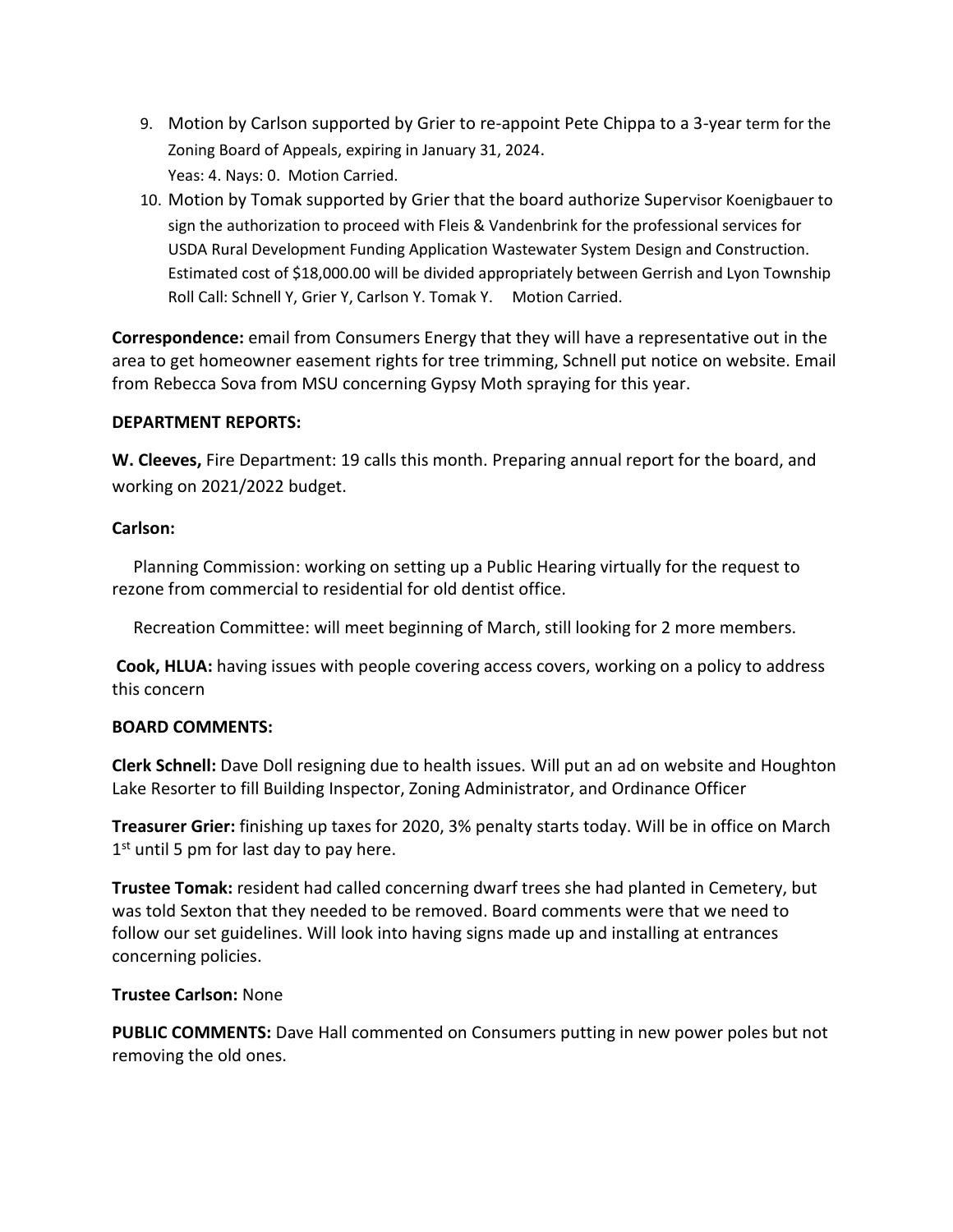9. Motion by Carlson supported by Grier to re-appoint Pete Chippa to a 3-year term for the Zoning Board of Appeals, expiring in January 31, 2024.
   Yeas: 4. Nays: 0. Motion Carried.
10. Motion by Tomak supported by Grier that the board authorize Supervisor Koenigbauer to sign the authorization to proceed with Fleis & Vandenbrink for the professional services for USDA Rural Development Funding Application Wastewater System Design and Construction. Estimated cost of $18,000.00 will be divided appropriately between Gerrish and Lyon Township
    Roll Call: Schnell Y, Grier Y, Carlson Y. Tomak Y.    Motion Carried.

**Correspondence:** email from Consumers Energy that they will have a representative out in the area to get homeowner easement rights for tree trimming, Schnell put notice on website. Email from Rebecca Sova from MSU concerning Gypsy Moth spraying for this year.

**DEPARTMENT REPORTS:**

**W. Cleeves,** Fire Department: 19 calls this month. Preparing annual report for the board, and working on 2021/2022 budget.

**Carlson:**

Planning Commission: working on setting up a Public Hearing virtually for the request to rezone from commercial to residential for old dentist office.

Recreation Committee: will meet beginning of March, still looking for 2 more members.

**Cook, HLUA:** having issues with people covering access covers, working on a policy to address this concern

**BOARD COMMENTS:**

**Clerk Schnell:** Dave Doll resigning due to health issues. Will put an ad on website and Houghton Lake Resorter to fill Building Inspector, Zoning Administrator, and Ordinance Officer

**Treasurer Grier:** finishing up taxes for 2020, 3% penalty starts today. Will be in office on March 1st until 5 pm for last day to pay here.

**Trustee Tomak:** resident had called concerning dwarf trees she had planted in Cemetery, but was told Sexton that they needed to be removed. Board comments were that we need to follow our set guidelines. Will look into having signs made up and installing at entrances concerning policies.

**Trustee Carlson:** None

**PUBLIC COMMENTS:** Dave Hall commented on Consumers putting in new power poles but not removing the old ones.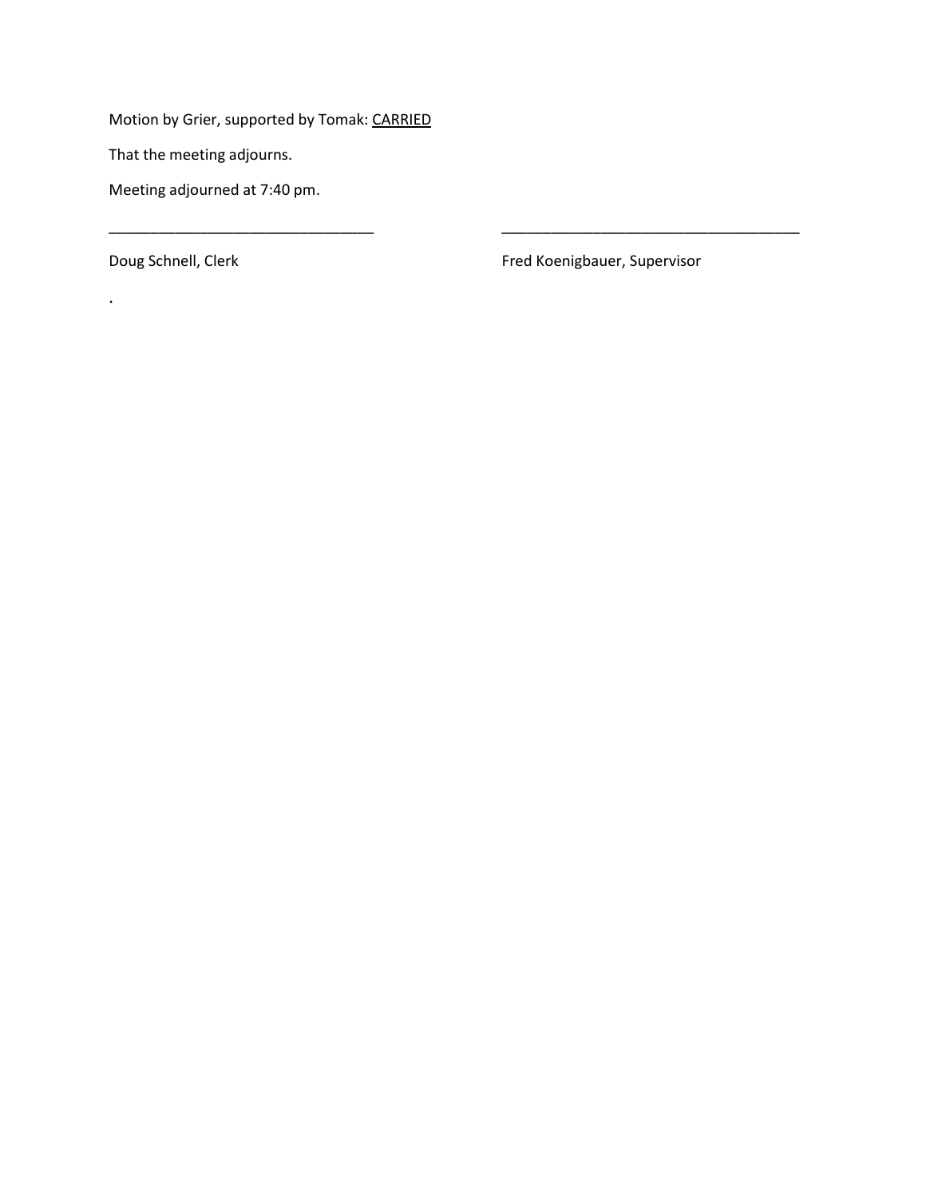Motion by Grier, supported by Tomak: <u>CARRIED</u>

That the meeting adjourns.

Meeting adjourned at 7:40 pm.

________________________________ ____________________________________

Doug Schnell, Clerk Fred Koenigbauer, Supervisor

.